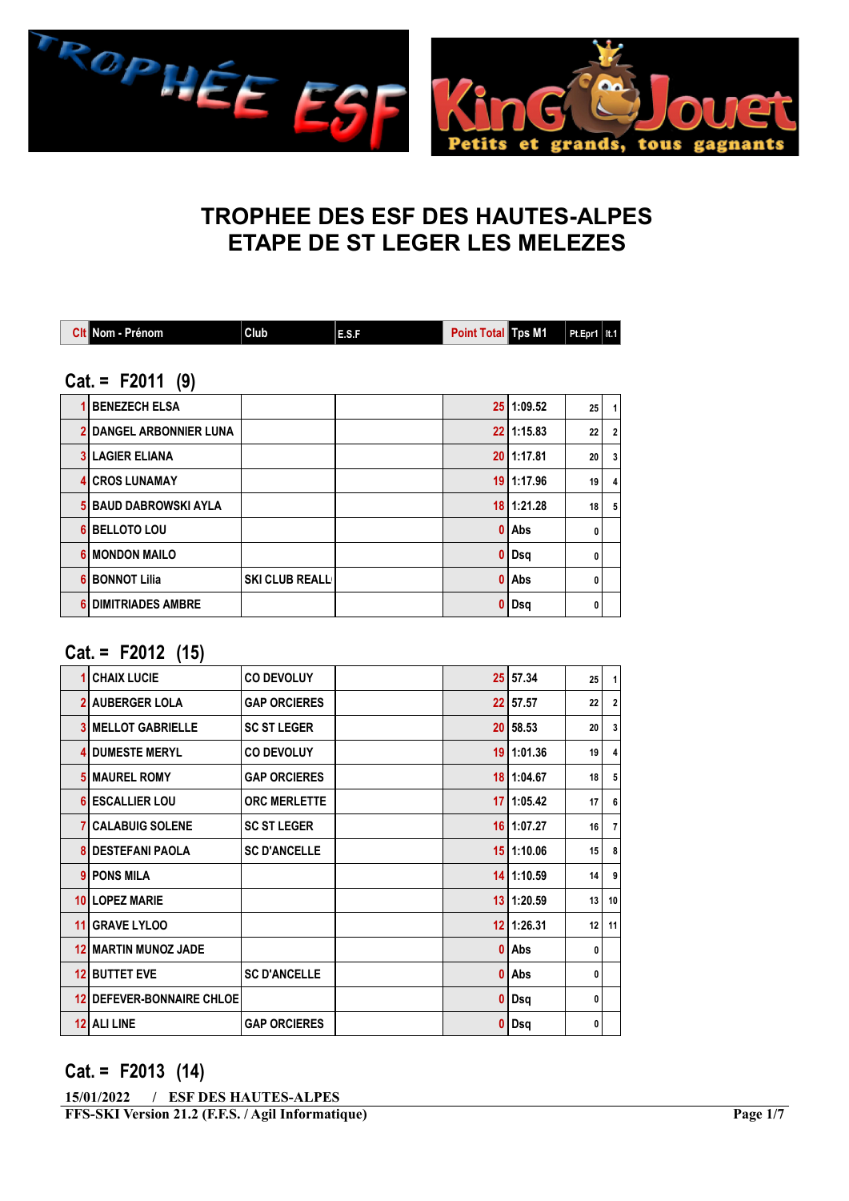# TROPHEE DES ESF DES HAUTES-ALPES
# ETAPE DE ST LEGER LES MELEZES

| Clt | Nom - Prénom | Club | E.S.F | Point Total | Tps M1 | Pt.Epr1 | lt.1 |
|---|---|---|---|---|---|---|---|

## Cat. = F2011 (9)

| Clt | Nom - Prénom | Club | E.S.F | Point Total | Tps M1 | Pt.Epr1 | lt.1 |
|---|---|---|---|---|---|---|---|
| 1 | BENEZECH ELSA | | | 25 | 1:09.52 | 25 | 1 |
| 2 | DANGEL ARBONNIER LUNA | | | 22 | 1:15.83 | 22 | 2 |
| 3 | LAGIER ELIANA | | | 20 | 1:17.81 | 20 | 3 |
| 4 | CROS LUNAMAY | | | 19 | 1:17.96 | 19 | 4 |
| 5 | BAUD DABROWSKI AYLA | | | 18 | 1:21.28 | 18 | 5 |
| 6 | BELLOTO LOU | | | 0 | Abs | 0 | |
| 6 | MONDON MAILO | | | 0 | Dsq | 0 | |
| 6 | BONNOT Lilia | SKI CLUB REALL | | 0 | Abs | 0 | |
| 6 | DIMITRIADES AMBRE | | | 0 | Dsq | 0 | |

## Cat. = F2012 (15)

| Clt | Nom - Prénom | Club | E.S.F | Point Total | Tps M1 | Pt.Epr1 | lt.1 |
|---|---|---|---|---|---|---|---|
| 1 | CHAIX LUCIE | CO DEVOLUY | | 25 | 57.34 | 25 | 1 |
| 2 | AUBERGER LOLA | GAP ORCIERES | | 22 | 57.57 | 22 | 2 |
| 3 | MELLOT GABRIELLE | SC ST LEGER | | 20 | 58.53 | 20 | 3 |
| 4 | DUMESTE MERYL | CO DEVOLUY | | 19 | 1:01.36 | 19 | 4 |
| 5 | MAUREL ROMY | GAP ORCIERES | | 18 | 1:04.67 | 18 | 5 |
| 6 | ESCALLIER LOU | ORC MERLETTE | | 17 | 1:05.42 | 17 | 6 |
| 7 | CALABUIG SOLENE | SC ST LEGER | | 16 | 1:07.27 | 16 | 7 |
| 8 | DESTEFANI PAOLA | SC D'ANCELLE | | 15 | 1:10.06 | 15 | 8 |
| 9 | PONS MILA | | | 14 | 1:10.59 | 14 | 9 |
| 10 | LOPEZ MARIE | | | 13 | 1:20.59 | 13 | 10 |
| 11 | GRAVE LYLOO | | | 12 | 1:26.31 | 12 | 11 |
| 12 | MARTIN MUNOZ JADE | | | 0 | Abs | 0 | |
| 12 | BUTTET EVE | SC D'ANCELLE | | 0 | Abs | 0 | |
| 12 | DEFEVER-BONNAIRE CHLOE | | | 0 | Dsq | 0 | |
| 12 | ALI LINE | GAP ORCIERES | | 0 | Dsq | 0 | |

## Cat. = F2013 (14)

15/01/2022 / ESF DES HAUTES-ALPES
FFS-SKI Version 21.2 (F.F.S. / Agil Informatique)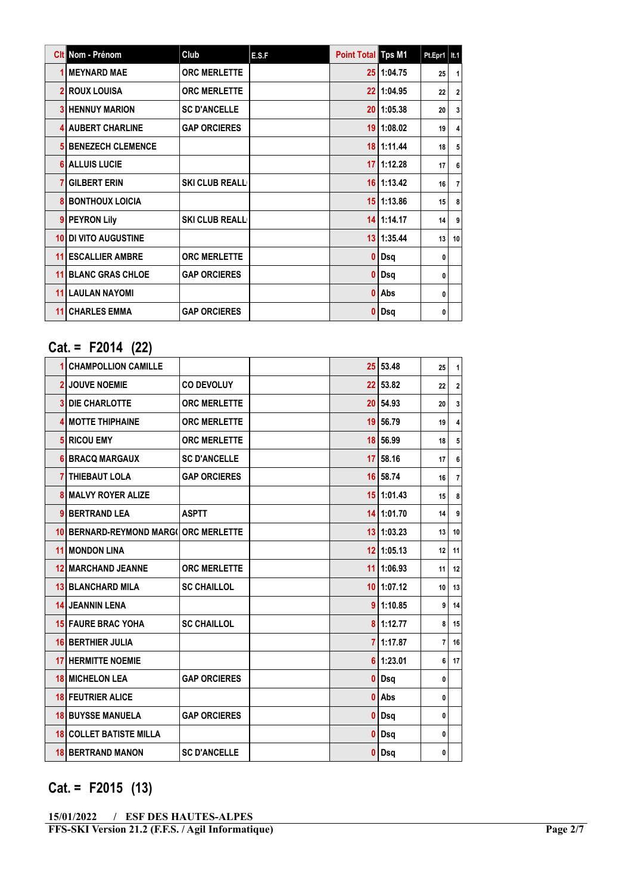| Clt | Nom - Prénom | Club | E.S.F | Point Total | Tps M1 | Pt.Epr1 | It.1 |
|---|---|---|---|---|---|---|---|
| 1 | MEYNARD MAE | ORC MERLETTE | | 25 | 1:04.75 | 25 | 1 |
| 2 | ROUX LOUISA | ORC MERLETTE | | 22 | 1:04.95 | 22 | 2 |
| 3 | HENNUY MARION | SC D'ANCELLE | | 20 | 1:05.38 | 20 | 3 |
| 4 | AUBERT CHARLINE | GAP ORCIERES | | 19 | 1:08.02 | 19 | 4 |
| 5 | BENEZECH CLEMENCE | | | 18 | 1:11.44 | 18 | 5 |
| 6 | ALLUIS LUCIE | | | 17 | 1:12.28 | 17 | 6 |
| 7 | GILBERT ERIN | SKI CLUB REALL | | 16 | 1:13.42 | 16 | 7 |
| 8 | BONTHOUX LOICIA | | | 15 | 1:13.86 | 15 | 8 |
| 9 | PEYRON Lily | SKI CLUB REALL | | 14 | 1:14.17 | 14 | 9 |
| 10 | DI VITO AUGUSTINE | | | 13 | 1:35.44 | 13 | 10 |
| 11 | ESCALLIER AMBRE | ORC MERLETTE | | 0 | Dsq | 0 | |
| 11 | BLANC GRAS CHLOE | GAP ORCIERES | | 0 | Dsq | 0 | |
| 11 | LAULAN NAYOMI | | | 0 | Abs | 0 | |
| 11 | CHARLES EMMA | GAP ORCIERES | | 0 | Dsq | 0 | |

## Cat. = F2014 (22)

| Clt | Nom - Prénom | Club | E.S.F | Point Total | Tps M1 | Pt.Epr1 | It.1 |
|---|---|---|---|---|---|---|---|
| 1 | CHAMPOLLION CAMILLE | | | 25 | 53.48 | 25 | 1 |
| 2 | JOUVE NOEMIE | CO DEVOLUY | | 22 | 53.82 | 22 | 2 |
| 3 | DIE CHARLOTTE | ORC MERLETTE | | 20 | 54.93 | 20 | 3 |
| 4 | MOTTE THIPHAINE | ORC MERLETTE | | 19 | 56.79 | 19 | 4 |
| 5 | RICOU EMY | ORC MERLETTE | | 18 | 56.99 | 18 | 5 |
| 6 | BRACQ MARGAUX | SC D'ANCELLE | | 17 | 58.16 | 17 | 6 |
| 7 | THIEBAUT LOLA | GAP ORCIERES | | 16 | 58.74 | 16 | 7 |
| 8 | MALVY ROYER ALIZE | | | 15 | 1:01.43 | 15 | 8 |
| 9 | BERTRAND LEA | ASPTT | | 14 | 1:01.70 | 14 | 9 |
| 10 | BERNARD-REYMOND MARG | ORC MERLETTE | | 13 | 1:03.23 | 13 | 10 |
| 11 | MONDON LINA | | | 12 | 1:05.13 | 12 | 11 |
| 12 | MARCHAND JEANNE | ORC MERLETTE | | 11 | 1:06.93 | 11 | 12 |
| 13 | BLANCHARD MILA | SC CHAILLOL | | 10 | 1:07.12 | 10 | 13 |
| 14 | JEANNIN LENA | | | 9 | 1:10.85 | 9 | 14 |
| 15 | FAURE BRAC YOHA | SC CHAILLOL | | 8 | 1:12.77 | 8 | 15 |
| 16 | BERTHIER JULIA | | | 7 | 1:17.87 | 7 | 16 |
| 17 | HERMITTE NOEMIE | | | 6 | 1:23.01 | 6 | 17 |
| 18 | MICHELON LEA | GAP ORCIERES | | 0 | Dsq | 0 | |
| 18 | FEUTRIER ALICE | | | 0 | Abs | 0 | |
| 18 | BUYSSE MANUELA | GAP ORCIERES | | 0 | Dsq | 0 | |
| 18 | COLLET BATISTE MILLA | | | 0 | Dsq | 0 | |
| 18 | BERTRAND MANON | SC D'ANCELLE | | 0 | Dsq | 0 | |

## Cat. = F2015 (13)

15/01/2022 / ESF DES HAUTES-ALPES

FFS-SKI Version 21.2 (F.F.S. / Agil Informatique)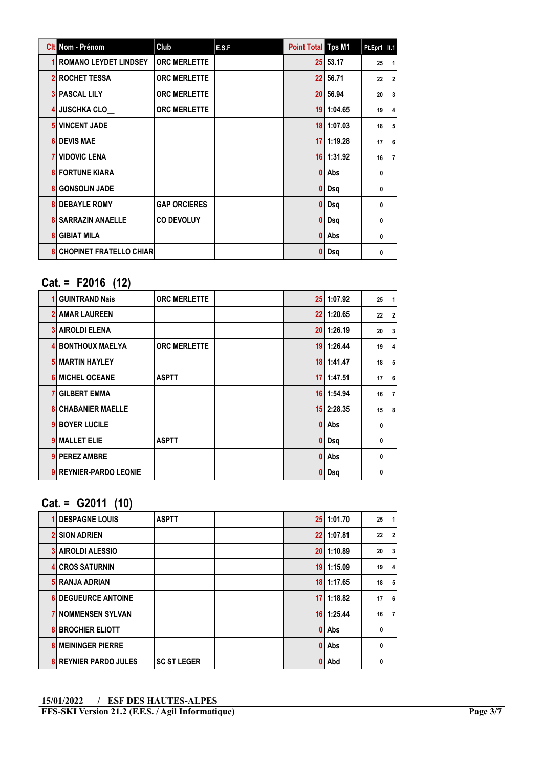| Clt | Nom - Prénom | Club | E.S.F | Point Total | Tps M1 | Pt.Epr1 | lt.1 |
|---|---|---|---|---|---|---|---|
| 1 | ROMANO LEYDET LINDSEY | ORC MERLETTE | | 25 | 53.17 | 25 | 1 |
| 2 | ROCHET TESSA | ORC MERLETTE | | 22 | 56.71 | 22 | 2 |
| 3 | PASCAL LILY | ORC MERLETTE | | 20 | 56.94 | 20 | 3 |
| 4 | JUSCHKA CLO__ | ORC MERLETTE | | 19 | 1:04.65 | 19 | 4 |
| 5 | VINCENT JADE | | | 18 | 1:07.03 | 18 | 5 |
| 6 | DEVIS MAE | | | 17 | 1:19.28 | 17 | 6 |
| 7 | VIDOVIC LENA | | | 16 | 1:31.92 | 16 | 7 |
| 8 | FORTUNE KIARA | | | 0 | Abs | 0 | |
| 8 | GONSOLIN JADE | | | 0 | Dsq | 0 | |
| 8 | DEBAYLE ROMY | GAP ORCIERES | | 0 | Dsq | 0 | |
| 8 | SARRAZIN ANAELLE | CO DEVOLUY | | 0 | Dsq | 0 | |
| 8 | GIBIAT MILA | | | 0 | Abs | 0 | |
| 8 | CHOPINET FRATELLO CHIAR | | | 0 | Dsq | 0 | |

## Cat. = F2016 (12)

| Clt | Nom - Prénom | Club | E.S.F | Point Total | Tps M1 | Pt.Epr1 | lt.1 |
|---|---|---|---|---|---|---|---|
| 1 | GUINTRAND Nais | ORC MERLETTE | | 25 | 1:07.92 | 25 | 1 |
| 2 | AMAR LAUREEN | | | 22 | 1:20.65 | 22 | 2 |
| 3 | AIROLDI ELENA | | | 20 | 1:26.19 | 20 | 3 |
| 4 | BONTHOUX MAELYA | ORC MERLETTE | | 19 | 1:26.44 | 19 | 4 |
| 5 | MARTIN HAYLEY | | | 18 | 1:41.47 | 18 | 5 |
| 6 | MICHEL OCEANE | ASPTT | | 17 | 1:47.51 | 17 | 6 |
| 7 | GILBERT EMMA | | | 16 | 1:54.94 | 16 | 7 |
| 8 | CHABANIER MAELLE | | | 15 | 2:28.35 | 15 | 8 |
| 9 | BOYER LUCILE | | | 0 | Abs | 0 | |
| 9 | MALLET ELIE | ASPTT | | 0 | Dsq | 0 | |
| 9 | PEREZ AMBRE | | | 0 | Abs | 0 | |
| 9 | REYNIER-PARDO LEONIE | | | 0 | Dsq | 0 | |

## Cat. = G2011 (10)

| Clt | Nom - Prénom | Club | E.S.F | Point Total | Tps M1 | Pt.Epr1 | lt.1 |
|---|---|---|---|---|---|---|---|
| 1 | DESPAGNE LOUIS | ASPTT | | 25 | 1:01.70 | 25 | 1 |
| 2 | SION ADRIEN | | | 22 | 1:07.81 | 22 | 2 |
| 3 | AIROLDI ALESSIO | | | 20 | 1:10.89 | 20 | 3 |
| 4 | CROS SATURNIN | | | 19 | 1:15.09 | 19 | 4 |
| 5 | RANJA ADRIAN | | | 18 | 1:17.65 | 18 | 5 |
| 6 | DEGUEURCE ANTOINE | | | 17 | 1:18.82 | 17 | 6 |
| 7 | NOMMENSEN SYLVAN | | | 16 | 1:25.44 | 16 | 7 |
| 8 | BROCHIER ELIOTT | | | 0 | Abs | 0 | |
| 8 | MEININGER PIERRE | | | 0 | Abs | 0 | |
| 8 | REYNIER PARDO JULES | SC ST LEGER | | 0 | Abd | 0 | |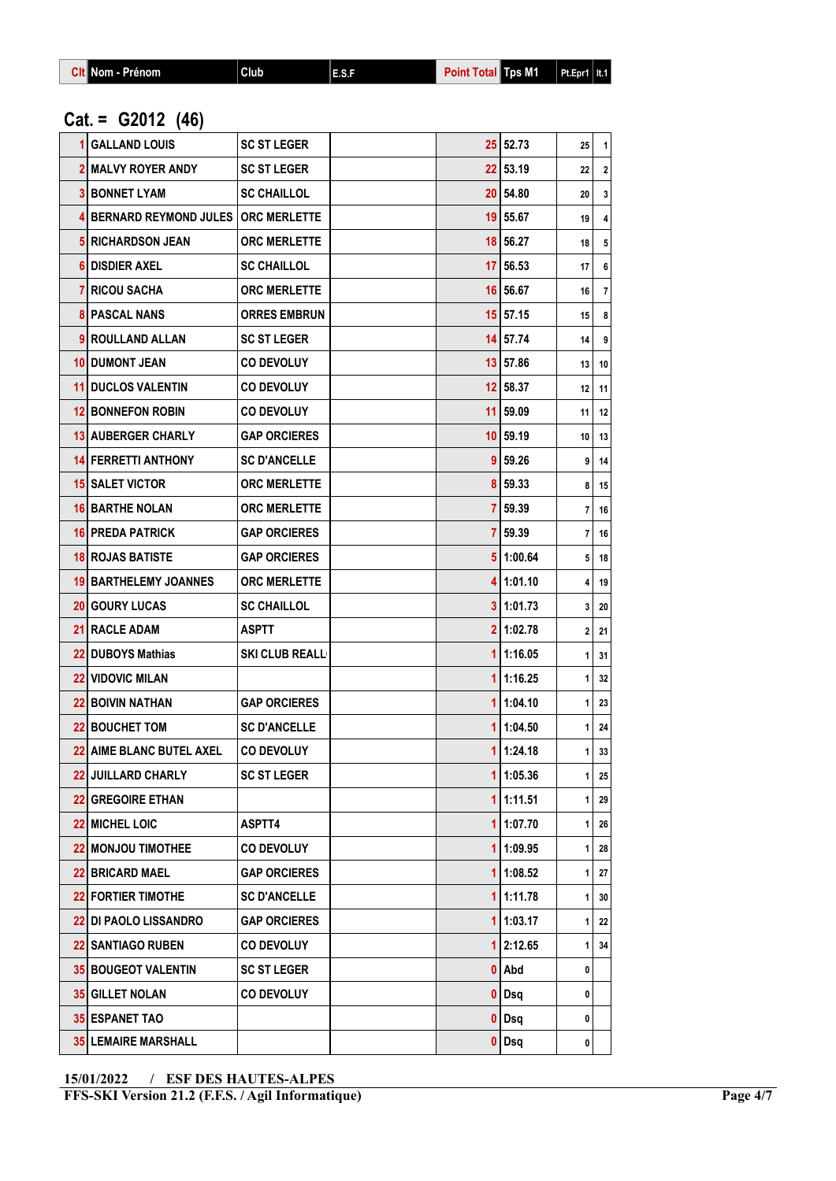| Clt | Nom - Prénom | Club | E.S.F | Point Total | Tps M1 | Pt.Epr1 | It.1 |
|---|---|---|---|---|---|---|---|

## Cat. = G2012 (46)

| Clt | Nom - Prénom | Club | E.S.F | Point Total | Tps M1 | Pt.Epr1 | It.1 |
|---|---|---|---|---|---|---|---|
| 1 | GALLAND LOUIS | SC ST LEGER | | 25 | 52.73 | 25 | 1 |
| 2 | MALVY ROYER ANDY | SC ST LEGER | | 22 | 53.19 | 22 | 2 |
| 3 | BONNET LYAM | SC CHAILLOL | | 20 | 54.80 | 20 | 3 |
| 4 | BERNARD REYMOND JULES | ORC MERLETTE | | 19 | 55.67 | 19 | 4 |
| 5 | RICHARDSON JEAN | ORC MERLETTE | | 18 | 56.27 | 18 | 5 |
| 6 | DIDIER AXEL | SC CHAILLOL | | 17 | 56.53 | 17 | 6 |
| 7 | RICOU SACHA | ORC MERLETTE | | 16 | 56.67 | 16 | 7 |
| 8 | PASCAL NANS | ORRES EMBRUN | | 15 | 57.15 | 15 | 8 |
| 9 | ROULLAND ALLAN | SC ST LEGER | | 14 | 57.74 | 14 | 9 |
| 10 | DUMONT JEAN | CO DEVOLUY | | 13 | 57.86 | 13 | 10 |
| 11 | DUCLOS VALENTIN | CO DEVOLUY | | 12 | 58.37 | 12 | 11 |
| 12 | BONNEFON ROBIN | CO DEVOLUY | | 11 | 59.09 | 11 | 12 |
| 13 | AUBERGER CHARLY | GAP ORCIERES | | 10 | 59.19 | 10 | 13 |
| 14 | FERRETTI ANTHONY | SC D'ANCELLE | | 9 | 59.26 | 9 | 14 |
| 15 | SALET VICTOR | ORC MERLETTE | | 8 | 59.33 | 8 | 15 |
| 16 | BARTHE NOLAN | ORC MERLETTE | | 7 | 59.39 | 7 | 16 |
| 16 | PREDA PATRICK | GAP ORCIERES | | 7 | 59.39 | 7 | 16 |
| 18 | ROJAS BATISTE | GAP ORCIERES | | 5 | 1:00.64 | 5 | 18 |
| 19 | BARTHELEMY JOANNES | ORC MERLETTE | | 4 | 1:01.10 | 4 | 19 |
| 20 | GOURY LUCAS | SC CHAILLOL | | 3 | 1:01.73 | 3 | 20 |
| 21 | RACLE ADAM | ASPTT | | 2 | 1:02.78 | 2 | 21 |
| 22 | DUBOYS Mathias | SKI CLUB REALL | | 1 | 1:16.05 | 1 | 31 |
| 22 | VIDOVIC MILAN | | | 1 | 1:16.25 | 1 | 32 |
| 22 | BOIVIN NATHAN | GAP ORCIERES | | 1 | 1:04.10 | 1 | 23 |
| 22 | BOUCHET TOM | SC D'ANCELLE | | 1 | 1:04.50 | 1 | 24 |
| 22 | AIME BLANC BUTEL AXEL | CO DEVOLUY | | 1 | 1:24.18 | 1 | 33 |
| 22 | JUILLARD CHARLY | SC ST LEGER | | 1 | 1:05.36 | 1 | 25 |
| 22 | GREGOIRE ETHAN | | | 1 | 1:11.51 | 1 | 29 |
| 22 | MICHEL LOIC | ASPTT4 | | 1 | 1:07.70 | 1 | 26 |
| 22 | MONJOU TIMOTHEE | CO DEVOLUY | | 1 | 1:09.95 | 1 | 28 |
| 22 | BRICARD MAEL | GAP ORCIERES | | 1 | 1:08.52 | 1 | 27 |
| 22 | FORTIER TIMOTHE | SC D'ANCELLE | | 1 | 1:11.78 | 1 | 30 |
| 22 | DI PAOLO LISSANDRO | GAP ORCIERES | | 1 | 1:03.17 | 1 | 22 |
| 22 | SANTIAGO RUBEN | CO DEVOLUY | | 1 | 2:12.65 | 1 | 34 |
| 35 | BOUGEOT VALENTIN | SC ST LEGER | | 0 | Abd | 0 | |
| 35 | GILLET NOLAN | CO DEVOLUY | | 0 | Dsq | 0 | |
| 35 | ESPANET TAO | | | 0 | Dsq | 0 | |
| 35 | LEMAIRE MARSHALL | | | 0 | Dsq | 0 | |

**15/01/2022 / ESF DES HAUTES-ALPES**
**FFS-SKI Version 21.2 (F.F.S. / Agil Informatique)**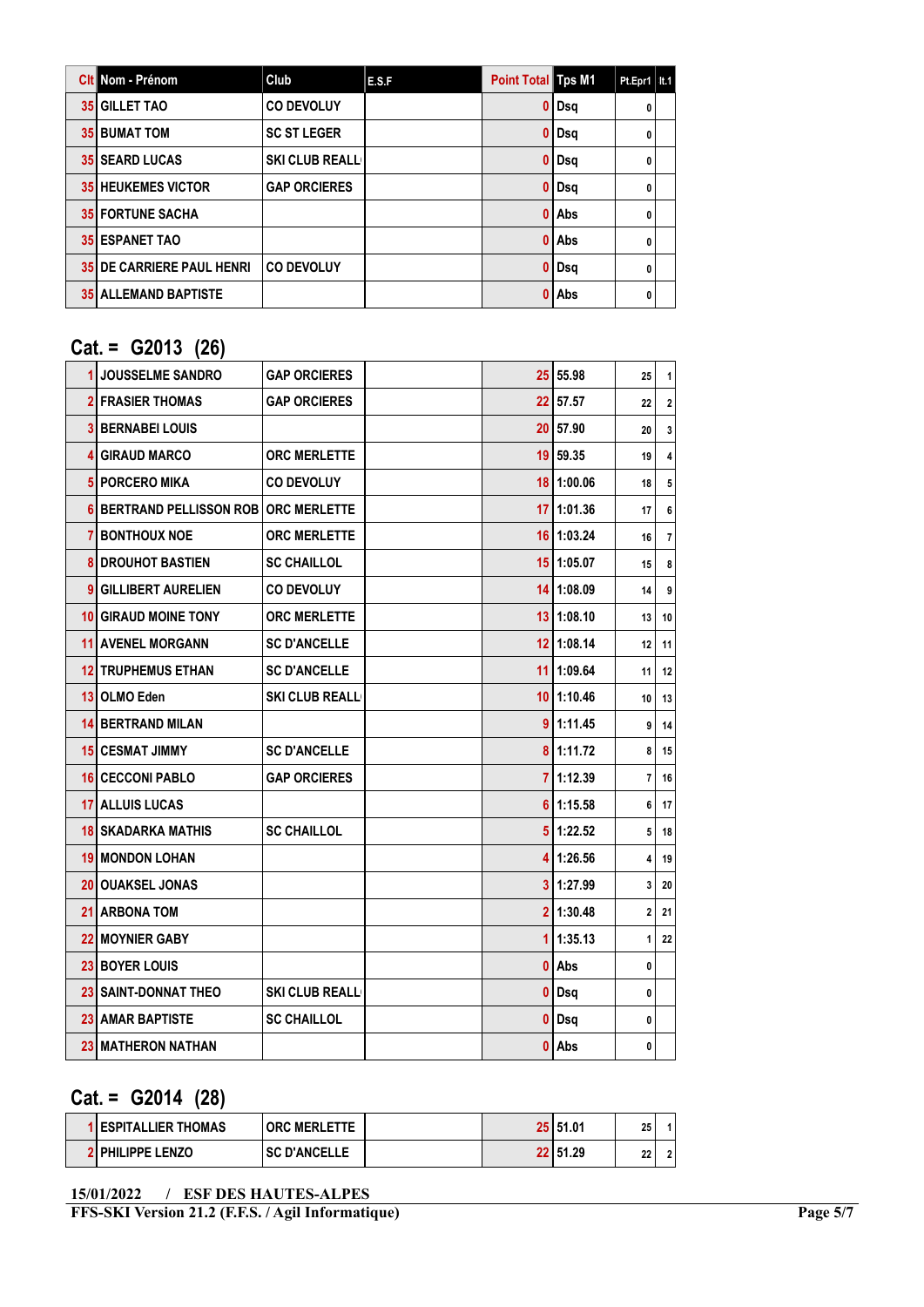| Clt | Nom - Prénom | Club | E.S.F | Point Total | Tps M1 | Pt.Epr1 | It.1 |
|---|---|---|---|---|---|---|---|
| 35 | GILLET TAO | CO DEVOLUY | | 0 | Dsq | 0 | |
| 35 | BUMAT TOM | SC ST LEGER | | 0 | Dsq | 0 | |
| 35 | SEARD LUCAS | SKI CLUB REALL | | 0 | Dsq | 0 | |
| 35 | HEUKEMES VICTOR | GAP ORCIERES | | 0 | Dsq | 0 | |
| 35 | FORTUNE SACHA | | | 0 | Abs | 0 | |
| 35 | ESPANET TAO | | | 0 | Abs | 0 | |
| 35 | DE CARRIERE PAUL HENRI | CO DEVOLUY | | 0 | Dsq | 0 | |
| 35 | ALLEMAND BAPTISTE | | | 0 | Abs | 0 | |

## Cat. = G2013 (26)

| Clt | Nom - Prénom | Club | E.S.F | Point Total | Tps M1 | Pt.Epr1 | It.1 |
|---|---|---|---|---|---|---|---|
| 1 | JOUSSELME SANDRO | GAP ORCIERES | | 25 | 55.98 | 25 | 1 |
| 2 | FRASIER THOMAS | GAP ORCIERES | | 22 | 57.57 | 22 | 2 |
| 3 | BERNABEI LOUIS | | | 20 | 57.90 | 20 | 3 |
| 4 | GIRAUD MARCO | ORC MERLETTE | | 19 | 59.35 | 19 | 4 |
| 5 | PORCERO MIKA | CO DEVOLUY | | 18 | 1:00.06 | 18 | 5 |
| 6 | BERTRAND PELLISSON ROB | ORC MERLETTE | | 17 | 1:01.36 | 17 | 6 |
| 7 | BONTHOUX NOE | ORC MERLETTE | | 16 | 1:03.24 | 16 | 7 |
| 8 | DROUHOT BASTIEN | SC CHAILLOL | | 15 | 1:05.07 | 15 | 8 |
| 9 | GILLIBERT AURELIEN | CO DEVOLUY | | 14 | 1:08.09 | 14 | 9 |
| 10 | GIRAUD MOINE TONY | ORC MERLETTE | | 13 | 1:08.10 | 13 | 10 |
| 11 | AVENEL MORGANN | SC D'ANCELLE | | 12 | 1:08.14 | 12 | 11 |
| 12 | TRUPHEMUS ETHAN | SC D'ANCELLE | | 11 | 1:09.64 | 11 | 12 |
| 13 | OLMO Eden | SKI CLUB REALL | | 10 | 1:10.46 | 10 | 13 |
| 14 | BERTRAND MILAN | | | 9 | 1:11.45 | 9 | 14 |
| 15 | CESMAT JIMMY | SC D'ANCELLE | | 8 | 1:11.72 | 8 | 15 |
| 16 | CECCONI PABLO | GAP ORCIERES | | 7 | 1:12.39 | 7 | 16 |
| 17 | ALLUIS LUCAS | | | 6 | 1:15.58 | 6 | 17 |
| 18 | SKADARKA MATHIS | SC CHAILLOL | | 5 | 1:22.52 | 5 | 18 |
| 19 | MONDON LOHAN | | | 4 | 1:26.56 | 4 | 19 |
| 20 | OUAKSEL JONAS | | | 3 | 1:27.99 | 3 | 20 |
| 21 | ARBONA TOM | | | 2 | 1:30.48 | 2 | 21 |
| 22 | MOYNIER GABY | | | 1 | 1:35.13 | 1 | 22 |
| 23 | BOYER LOUIS | | | 0 | Abs | 0 | |
| 23 | SAINT-DONNAT THEO | SKI CLUB REALL | | 0 | Dsq | 0 | |
| 23 | AMAR BAPTISTE | SC CHAILLOL | | 0 | Dsq | 0 | |
| 23 | MATHERON NATHAN | | | 0 | Abs | 0 | |

## Cat. = G2014 (28)

| Clt | Nom - Prénom | Club | E.S.F | Point Total | Tps M1 | Pt.Epr1 | It.1 |
|---|---|---|---|---|---|---|---|
| 1 | ESPITALLIER THOMAS | ORC MERLETTE | | 25 | 51.01 | 25 | 1 |
| 2 | PHILIPPE LENZO | SC D'ANCELLE | | 22 | 51.29 | 22 | 2 |

15/01/2022 / ESF DES HAUTES-ALPES

FFS-SKI Version 21.2 (F.F.S. / Agil Informatique)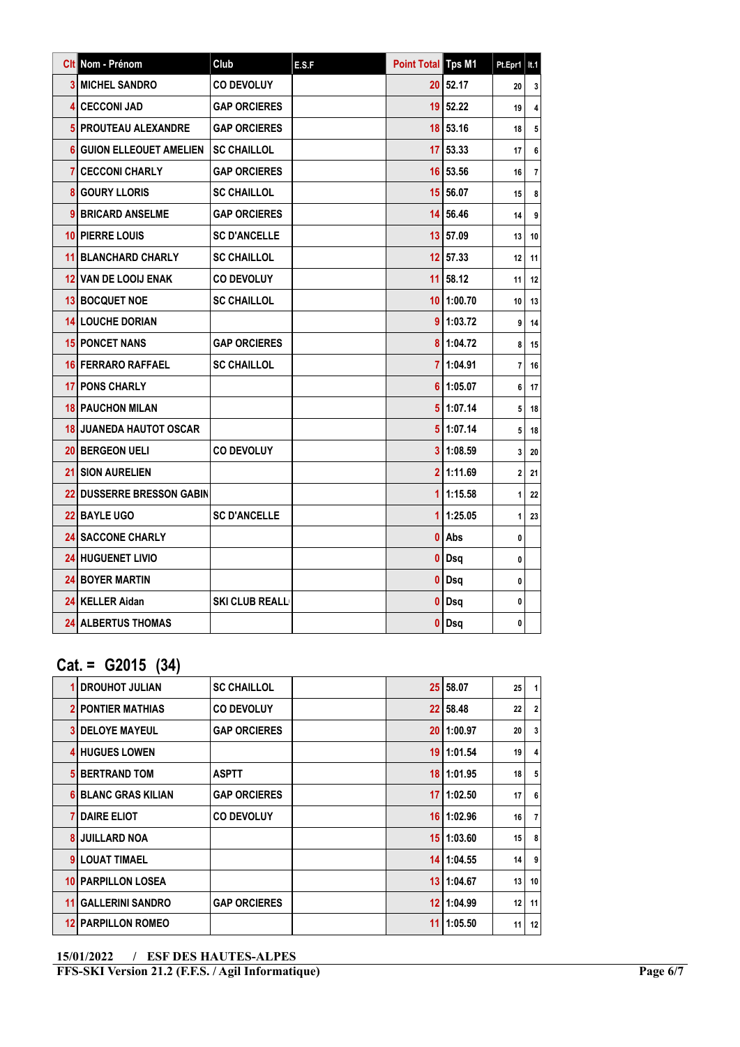| Clt | Nom - Prénom | Club | E.S.F | Point Total | Tps M1 | Pt.Epr1 | lt.1 |
|---|---|---|---|---|---|---|---|
| 3 | MICHEL SANDRO | CO DEVOLUY | | 20 | 52.17 | 20 | 3 |
| 4 | CECCONI JAD | GAP ORCIERES | | 19 | 52.22 | 19 | 4 |
| 5 | PROUTEAU ALEXANDRE | GAP ORCIERES | | 18 | 53.16 | 18 | 5 |
| 6 | GUION ELLEOUET AMELIEN | SC CHAILLOL | | 17 | 53.33 | 17 | 6 |
| 7 | CECCONI CHARLY | GAP ORCIERES | | 16 | 53.56 | 16 | 7 |
| 8 | GOURY LLORIS | SC CHAILLOL | | 15 | 56.07 | 15 | 8 |
| 9 | BRICARD ANSELME | GAP ORCIERES | | 14 | 56.46 | 14 | 9 |
| 10 | PIERRE LOUIS | SC D'ANCELLE | | 13 | 57.09 | 13 | 10 |
| 11 | BLANCHARD CHARLY | SC CHAILLOL | | 12 | 57.33 | 12 | 11 |
| 12 | VAN DE LOOIJ ENAK | CO DEVOLUY | | 11 | 58.12 | 11 | 12 |
| 13 | BOCQUET NOE | SC CHAILLOL | | 10 | 1:00.70 | 10 | 13 |
| 14 | LOUCHE DORIAN | | | 9 | 1:03.72 | 9 | 14 |
| 15 | PONCET NANS | GAP ORCIERES | | 8 | 1:04.72 | 8 | 15 |
| 16 | FERRARO RAFFAEL | SC CHAILLOL | | 7 | 1:04.91 | 7 | 16 |
| 17 | PONS CHARLY | | | 6 | 1:05.07 | 6 | 17 |
| 18 | PAUCHON MILAN | | | 5 | 1:07.14 | 5 | 18 |
| 18 | JUANEDA HAUTOT OSCAR | | | 5 | 1:07.14 | 5 | 18 |
| 20 | BERGEON UELI | CO DEVOLUY | | 3 | 1:08.59 | 3 | 20 |
| 21 | SION AURELIEN | | | 2 | 1:11.69 | 2 | 21 |
| 22 | DUSSERRE BRESSON GABIN | | | 1 | 1:15.58 | 1 | 22 |
| 22 | BAYLE UGO | SC D'ANCELLE | | 1 | 1:25.05 | 1 | 23 |
| 24 | SACCONE CHARLY | | | 0 | Abs | 0 | |
| 24 | HUGUENET LIVIO | | | 0 | Dsq | 0 | |
| 24 | BOYER MARTIN | | | 0 | Dsq | 0 | |
| 24 | KELLER Aidan | SKI CLUB REALL | | 0 | Dsq | 0 | |
| 24 | ALBERTUS THOMAS | | | 0 | Dsq | 0 | |

## Cat. = G2015 (34)

| Clt | Nom - Prénom | Club | E.S.F | Point Total | Tps M1 | Pt.Epr1 | lt.1 |
|---|---|---|---|---|---|---|---|
| 1 | DROUHOT JULIAN | SC CHAILLOL | | 25 | 58.07 | 25 | 1 |
| 2 | PONTIER MATHIAS | CO DEVOLUY | | 22 | 58.48 | 22 | 2 |
| 3 | DELOYE MAYEUL | GAP ORCIERES | | 20 | 1:00.97 | 20 | 3 |
| 4 | HUGUES LOWEN | | | 19 | 1:01.54 | 19 | 4 |
| 5 | BERTRAND TOM | ASPTT | | 18 | 1:01.95 | 18 | 5 |
| 6 | BLANC GRAS KILIAN | GAP ORCIERES | | 17 | 1:02.50 | 17 | 6 |
| 7 | DAIRE ELIOT | CO DEVOLUY | | 16 | 1:02.96 | 16 | 7 |
| 8 | JUILLARD NOA | | | 15 | 1:03.60 | 15 | 8 |
| 9 | LOUAT TIMAEL | | | 14 | 1:04.55 | 14 | 9 |
| 10 | PARPILLON LOSEA | | | 13 | 1:04.67 | 13 | 10 |
| 11 | GALLERINI SANDRO | GAP ORCIERES | | 12 | 1:04.99 | 12 | 11 |
| 12 | PARPILLON ROMEO | | | 11 | 1:05.50 | 11 | 12 |

15/01/2022 / ESF DES HAUTES-ALPES
FFS-SKI Version 21.2 (F.F.S. / Agil Informatique)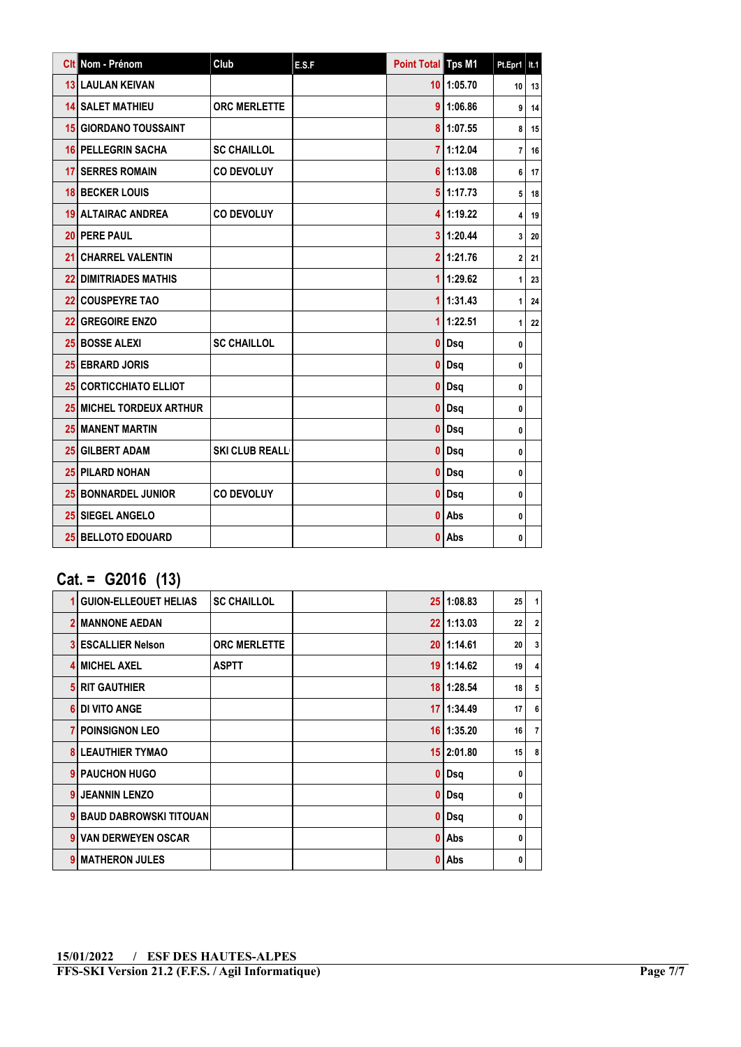| Clt | Nom - Prénom | Club | E.S.F | Point Total | Tps M1 | Pt.Epr1 | lt.1 |
|---|---|---|---|---|---|---|---|
| 13 | LAULAN KEIVAN | | | 10 | 1:05.70 | 10 | 13 |
| 14 | SALET MATHIEU | ORC MERLETTE | | 9 | 1:06.86 | 9 | 14 |
| 15 | GIORDANO TOUSSAINT | | | 8 | 1:07.55 | 8 | 15 |
| 16 | PELLEGRIN SACHA | SC CHAILLOL | | 7 | 1:12.04 | 7 | 16 |
| 17 | SERRES ROMAIN | CO DEVOLUY | | 6 | 1:13.08 | 6 | 17 |
| 18 | BECKER LOUIS | | | 5 | 1:17.73 | 5 | 18 |
| 19 | ALTAIRAC ANDREA | CO DEVOLUY | | 4 | 1:19.22 | 4 | 19 |
| 20 | PERE PAUL | | | 3 | 1:20.44 | 3 | 20 |
| 21 | CHARREL VALENTIN | | | 2 | 1:21.76 | 2 | 21 |
| 22 | DIMITRIADES MATHIS | | | 1 | 1:29.62 | 1 | 23 |
| 22 | COUSPEYRE TAO | | | 1 | 1:31.43 | 1 | 24 |
| 22 | GREGOIRE ENZO | | | 1 | 1:22.51 | 1 | 22 |
| 25 | BOSSE ALEXI | SC CHAILLOL | | 0 | Dsq | 0 | |
| 25 | EBRARD JORIS | | | 0 | Dsq | 0 | |
| 25 | CORTICCHIATO ELLIOT | | | 0 | Dsq | 0 | |
| 25 | MICHEL TORDEUX ARTHUR | | | 0 | Dsq | 0 | |
| 25 | MANENT MARTIN | | | 0 | Dsq | 0 | |
| 25 | GILBERT ADAM | SKI CLUB REALL | | 0 | Dsq | 0 | |
| 25 | PILARD NOHAN | | | 0 | Dsq | 0 | |
| 25 | BONNARDEL JUNIOR | CO DEVOLUY | | 0 | Dsq | 0 | |
| 25 | SIEGEL ANGELO | | | 0 | Abs | 0 | |
| 25 | BELLOTO EDOUARD | | | 0 | Abs | 0 | |

## Cat. = G2016 (13)

| Clt | Nom - Prénom | Club | E.S.F | Point Total | Tps M1 | Pt.Epr1 | lt.1 |
|---|---|---|---|---|---|---|---|
| 1 | GUION-ELLEOUET HELIAS | SC CHAILLOL | | 25 | 1:08.83 | 25 | 1 |
| 2 | MANNONE AEDAN | | | 22 | 1:13.03 | 22 | 2 |
| 3 | ESCALLIER Nelson | ORC MERLETTE | | 20 | 1:14.61 | 20 | 3 |
| 4 | MICHEL AXEL | ASPTT | | 19 | 1:14.62 | 19 | 4 |
| 5 | RIT GAUTHIER | | | 18 | 1:28.54 | 18 | 5 |
| 6 | DI VITO ANGE | | | 17 | 1:34.49 | 17 | 6 |
| 7 | POINSIGNON LEO | | | 16 | 1:35.20 | 16 | 7 |
| 8 | LEAUTHIER TYMAO | | | 15 | 2:01.80 | 15 | 8 |
| 9 | PAUCHON HUGO | | | 0 | Dsq | 0 | |
| 9 | JEANNIN LENZO | | | 0 | Dsq | 0 | |
| 9 | BAUD DABROWSKI TITOUAN | | | 0 | Dsq | 0 | |
| 9 | VAN DERWEYEN OSCAR | | | 0 | Abs | 0 | |
| 9 | MATHERON JULES | | | 0 | Abs | 0 | |

**15/01/2022 / ESF DES HAUTES-ALPES**
**FFS-SKI Version 21.2 (F.F.S. / Agil Informatique)**